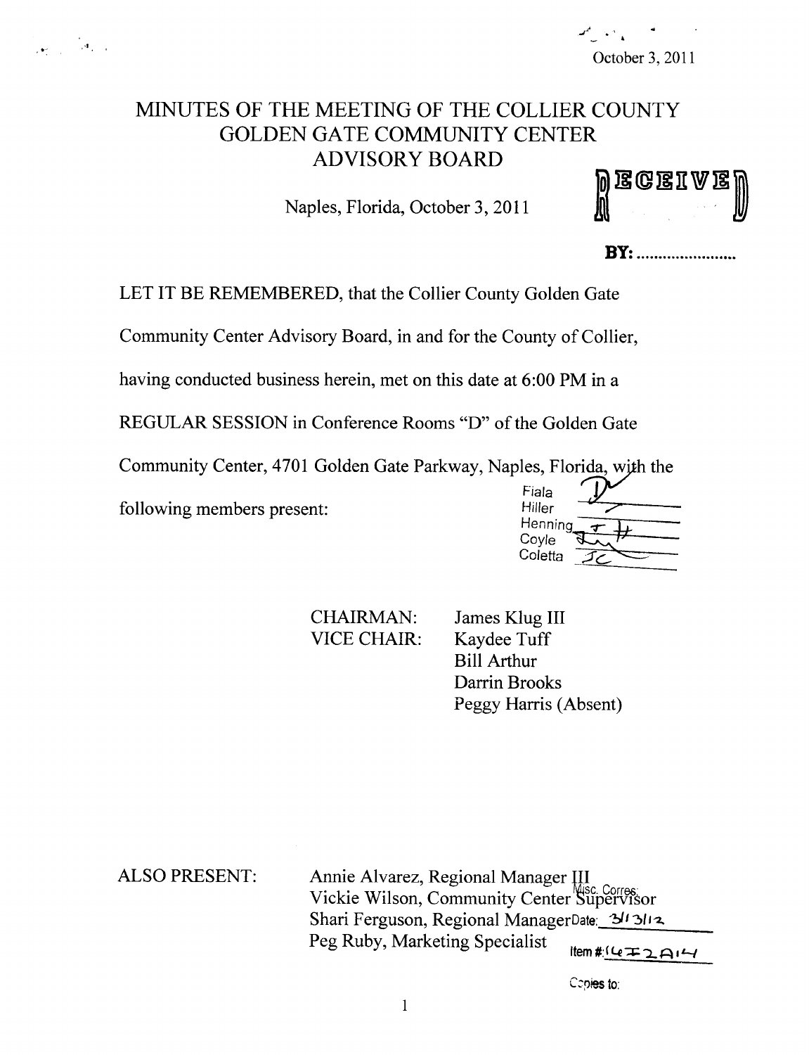October 3, 2011

# MINUTES OF THE MEETING OF THE COLLIER COUNTY GOLDEN GATE COMMUNITY CENTER ADVISORY BOARD

Naples, Florida, October 3, 2011

RECEIVED

BY: .......................

LET IT BE REMEMBERED, that the Collier County Golden Gate Community Center Advisory Board, in and for the County of Collier, having conducted business herein, met on this date at 6:00 PM in a REGULAR SESSION in Conference Rooms "D" of the Golden Gate Community Center, 4701 Golden Gate Parkway, Naples, Florida, with the following members present:

| | |
|---|---|
| Fiala | |
| Hiller | |
| Henning | |
| Coyle | |
| Coletta | |

CHAIRMAN: James Klug III
VICE CHAIR: Kaydee Tuff
Bill Arthur
Darrin Brooks
Peggy Harris (Absent)

ALSO PRESENT:
Annie Alvarez, Regional Manager III
Vickie Wilson, Community Center Supervisor
Shari Ferguson, Regional Manager
Peg Ruby, Marketing Specialist

Misc. Corres:
Date: 3/13/12
Item #: 16I2A14
Copies to: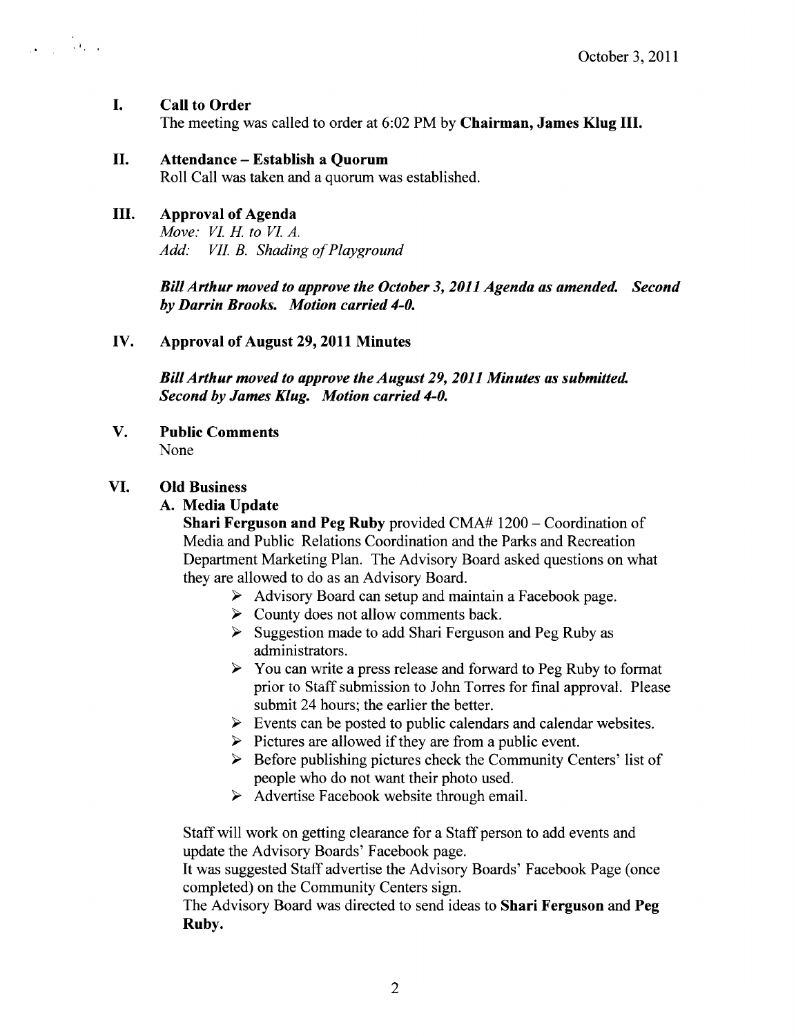October 3, 2011

## I. Call to Order

The meeting was called to order at 6:02 PM by **Chairman, James Klug III.**

## II. Attendance – Establish a Quorum

Roll Call was taken and a quorum was established.

## III. Approval of Agenda

*Move: VI. H. to VI. A.*
*Add: VII. B. Shading of Playground*

***Bill Arthur moved to approve the October 3, 2011 Agenda as amended. Second by Darrin Brooks. Motion carried 4-0.***

## IV. Approval of August 29, 2011 Minutes

***Bill Arthur moved to approve the August 29, 2011 Minutes as submitted. Second by James Klug. Motion carried 4-0.***

## V. Public Comments

None

## VI. Old Business

### A. Media Update

**Shari Ferguson and Peg Ruby** provided CMA# 1200 – Coordination of Media and Public Relations Coordination and the Parks and Recreation Department Marketing Plan. The Advisory Board asked questions on what they are allowed to do as an Advisory Board.

- Advisory Board can setup and maintain a Facebook page.
- County does not allow comments back.
- Suggestion made to add Shari Ferguson and Peg Ruby as administrators.
- You can write a press release and forward to Peg Ruby to format prior to Staff submission to John Torres for final approval. Please submit 24 hours; the earlier the better.
- Events can be posted to public calendars and calendar websites.
- Pictures are allowed if they are from a public event.
- Before publishing pictures check the Community Centers' list of people who do not want their photo used.
- Advertise Facebook website through email.

Staff will work on getting clearance for a Staff person to add events and update the Advisory Boards' Facebook page.

It was suggested Staff advertise the Advisory Boards' Facebook Page (once completed) on the Community Centers sign.

The Advisory Board was directed to send ideas to **Shari Ferguson** and **Peg Ruby.**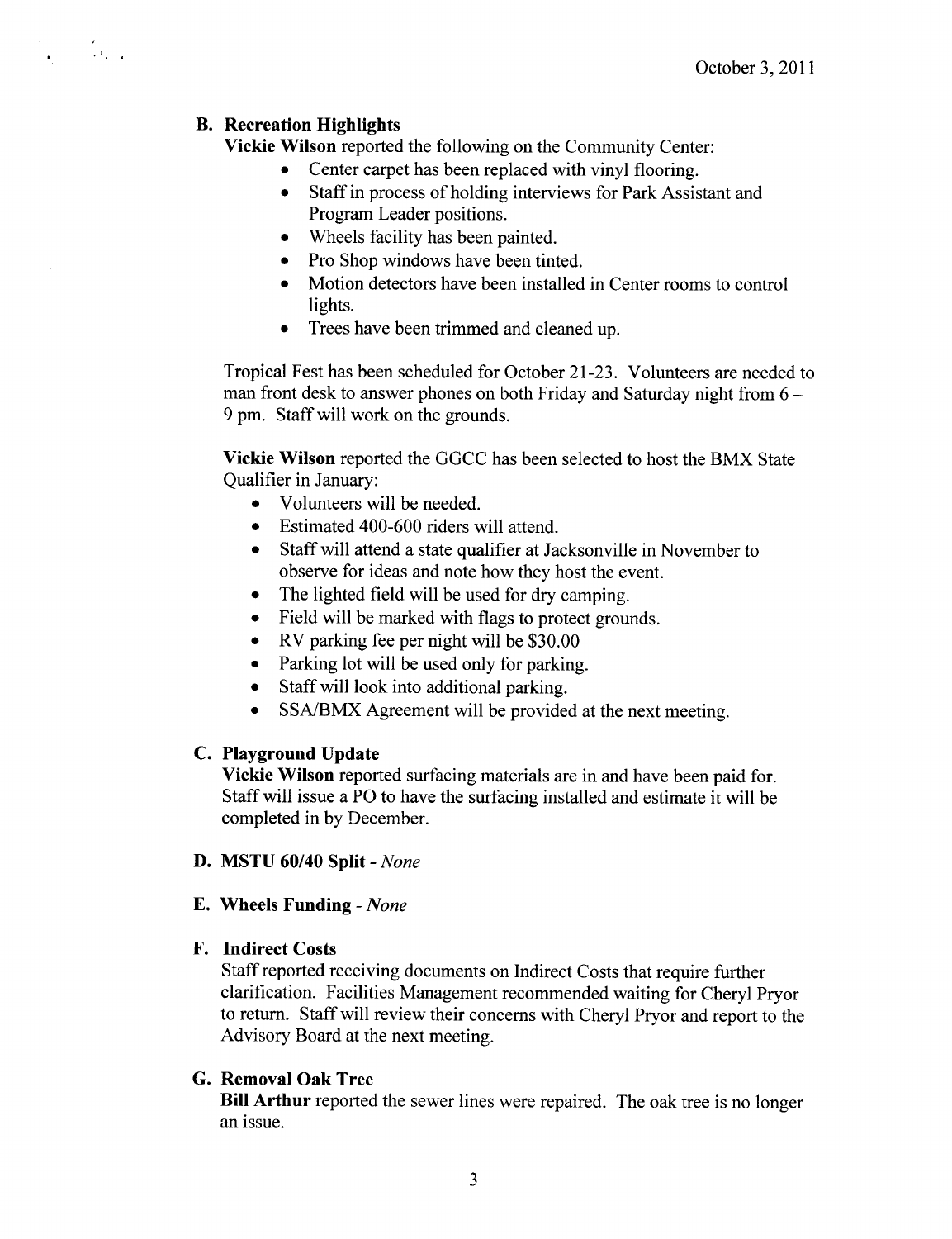October 3, 2011

**B. Recreation Highlights**

**Vickie Wilson** reported the following on the Community Center:

- Center carpet has been replaced with vinyl flooring.
- Staff in process of holding interviews for Park Assistant and Program Leader positions.
- Wheels facility has been painted.
- Pro Shop windows have been tinted.
- Motion detectors have been installed in Center rooms to control lights.
- Trees have been trimmed and cleaned up.

Tropical Fest has been scheduled for October 21-23. Volunteers are needed to man front desk to answer phones on both Friday and Saturday night from 6 – 9 pm. Staff will work on the grounds.

**Vickie Wilson** reported the GGCC has been selected to host the BMX State Qualifier in January:

- Volunteers will be needed.
- Estimated 400-600 riders will attend.
- Staff will attend a state qualifier at Jacksonville in November to observe for ideas and note how they host the event.
- The lighted field will be used for dry camping.
- Field will be marked with flags to protect grounds.
- RV parking fee per night will be $30.00
- Parking lot will be used only for parking.
- Staff will look into additional parking.
- SSA/BMX Agreement will be provided at the next meeting.

**C. Playground Update**

**Vickie Wilson** reported surfacing materials are in and have been paid for. Staff will issue a PO to have the surfacing installed and estimate it will be completed in by December.

**D. MSTU 60/40 Split** - *None*

**E. Wheels Funding** - *None*

**F. Indirect Costs**

Staff reported receiving documents on Indirect Costs that require further clarification. Facilities Management recommended waiting for Cheryl Pryor to return. Staff will review their concerns with Cheryl Pryor and report to the Advisory Board at the next meeting.

**G. Removal Oak Tree**

**Bill Arthur** reported the sewer lines were repaired. The oak tree is no longer an issue.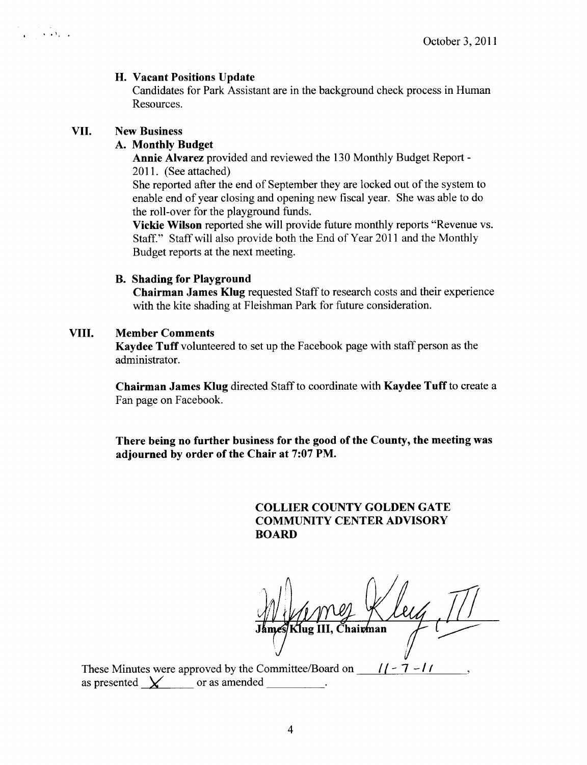October 3, 2011

### H. Vacant Positions Update

Candidates for Park Assistant are in the background check process in Human Resources.

## VII. New Business

### A. Monthly Budget

**Annie Alvarez** provided and reviewed the 130 Monthly Budget Report - 2011. (See attached)

She reported after the end of September they are locked out of the system to enable end of year closing and opening new fiscal year. She was able to do the roll-over for the playground funds.

**Vickie Wilson** reported she will provide future monthly reports "Revenue vs. Staff." Staff will also provide both the End of Year 2011 and the Monthly Budget reports at the next meeting.

### B. Shading for Playground

**Chairman James Klug** requested Staff to research costs and their experience with the kite shading at Fleishman Park for future consideration.

## VIII. Member Comments

**Kaydee Tuff** volunteered to set up the Facebook page with staff person as the administrator.

**Chairman James Klug** directed Staff to coordinate with **Kaydee Tuff** to create a Fan page on Facebook.

**There being no further business for the good of the County, the meeting was adjourned by order of the Chair at 7:07 PM.**

**COLLIER COUNTY GOLDEN GATE COMMUNITY CENTER ADVISORY BOARD**

James Klug III, Chairman

These Minutes were approved by the Committee/Board on 11-7-11, as presented X or as amended ________.